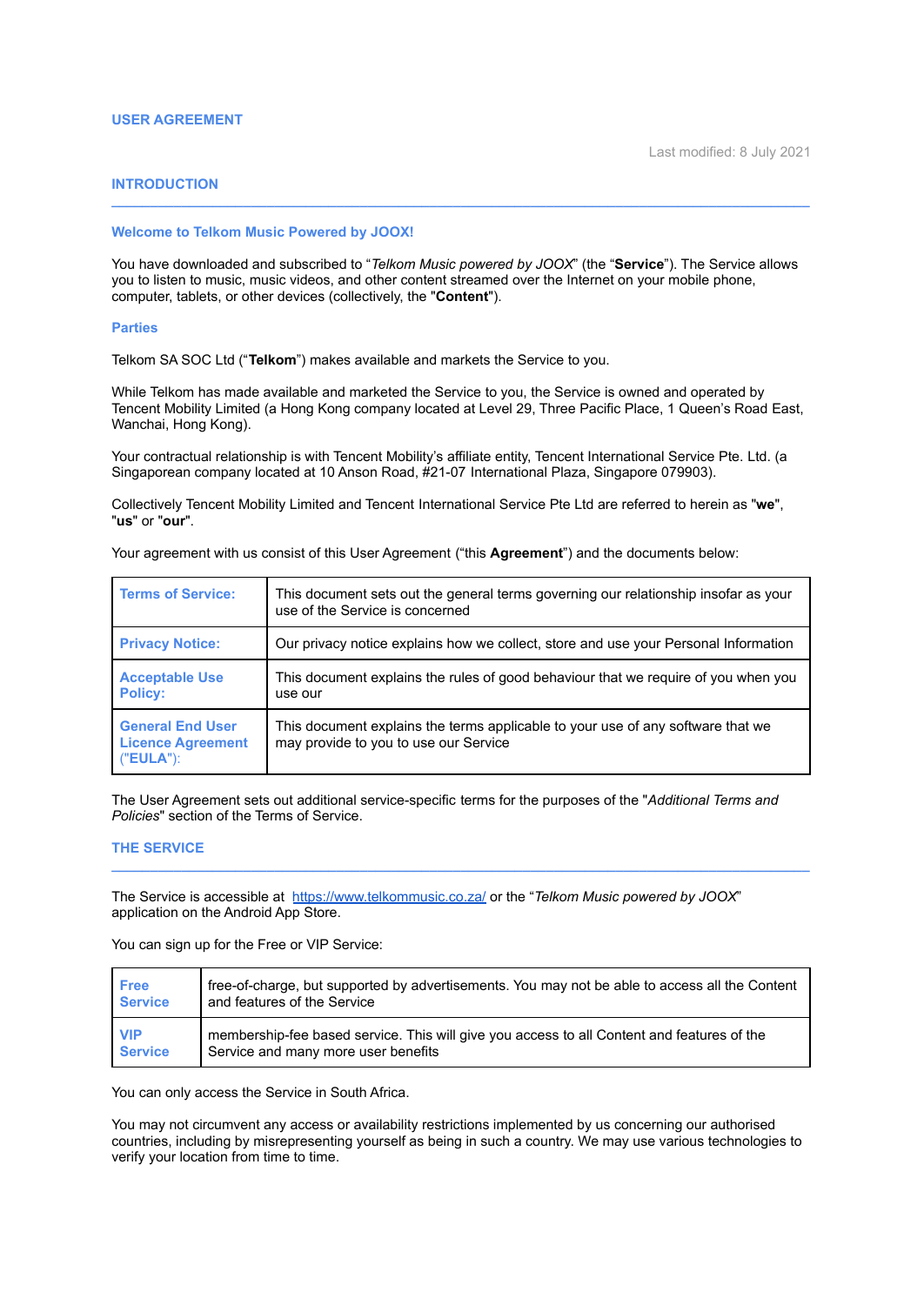# USER AGREEMENT

Last modified: 8 July 2021

## INTRODUCTION

### Welcome to Telkom Music Powered by JOOX!

You have downloaded and subscribed to "*Telkom Music powered by JOOX*" (the "**Service**"). The Service allows you to listen to music, music videos, and other content streamed over the Internet on your mobile phone, computer, tablets, or other devices (collectively, the "**Content**").

### Parties

Telkom SA SOC Ltd ("**Telkom**") makes available and markets the Service to you.

While Telkom has made available and marketed the Service to you, the Service is owned and operated by Tencent Mobility Limited (a Hong Kong company located at Level 29, Three Pacific Place, 1 Queen's Road East, Wanchai, Hong Kong).

Your contractual relationship is with Tencent Mobility's affiliate entity, Tencent International Service Pte. Ltd. (a Singaporean company located at 10 Anson Road, #21-07 International Plaza, Singapore 079903).

Collectively Tencent Mobility Limited and Tencent International Service Pte Ltd are referred to herein as "**we**", "**us**" or "**our**".

Your agreement with us consist of this User Agreement ("this **Agreement**") and the documents below:

| | |
|---|---|
| **Terms of Service:** | This document sets out the general terms governing our relationship insofar as your use of the Service is concerned |
| **Privacy Notice:** | Our privacy notice explains how we collect, store and use your Personal Information |
| **Acceptable Use Policy:** | This document explains the rules of good behaviour that we require of you when you use our |
| **General End User Licence Agreement ("EULA"):** | This document explains the terms applicable to your use of any software that we may provide to you to use our Service |

The User Agreement sets out additional service-specific terms for the purposes of the "*Additional Terms and Policies*" section of the Terms of Service.

## THE SERVICE

The Service is accessible at https://www.telkommusic.co.za/ or the "*Telkom Music powered by JOOX*" application on the Android App Store.

You can sign up for the Free or VIP Service:

| | |
|---|---|
| **Free Service** | free-of-charge, but supported by advertisements. You may not be able to access all the Content and features of the Service |
| **VIP Service** | membership-fee based service. This will give you access to all Content and features of the Service and many more user benefits |

You can only access the Service in South Africa.

You may not circumvent any access or availability restrictions implemented by us concerning our authorised countries, including by misrepresenting yourself as being in such a country. We may use various technologies to verify your location from time to time.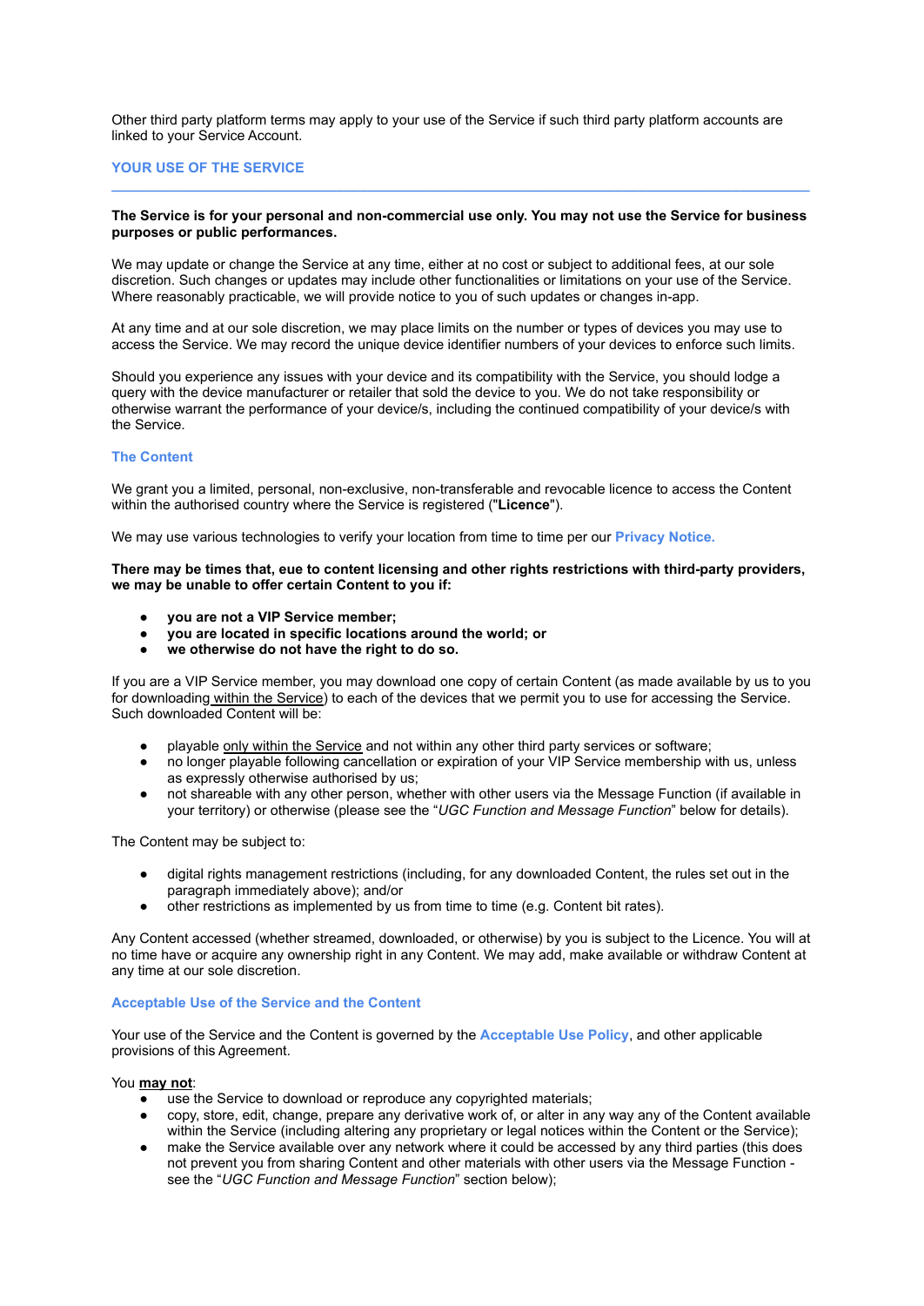Other third party platform terms may apply to your use of the Service if such third party platform accounts are linked to your Service Account.

## YOUR USE OF THE SERVICE

**The Service is for your personal and non-commercial use only. You may not use the Service for business purposes or public performances.**

We may update or change the Service at any time, either at no cost or subject to additional fees, at our sole discretion. Such changes or updates may include other functionalities or limitations on your use of the Service. Where reasonably practicable, we will provide notice to you of such updates or changes in-app.

At any time and at our sole discretion, we may place limits on the number or types of devices you may use to access the Service. We may record the unique device identifier numbers of your devices to enforce such limits.

Should you experience any issues with your device and its compatibility with the Service, you should lodge a query with the device manufacturer or retailer that sold the device to you. We do not take responsibility or otherwise warrant the performance of your device/s, including the continued compatibility of your device/s with the Service.

### The Content

We grant you a limited, personal, non-exclusive, non-transferable and revocable licence to access the Content within the authorised country where the Service is registered ("**Licence**").

We may use various technologies to verify your location from time to time per our **Privacy Notice.**

**There may be times that, eue to content licensing and other rights restrictions with third-party providers, we may be unable to offer certain Content to you if:**

- **you are not a VIP Service member;**
- **you are located in specific locations around the world; or**
- **we otherwise do not have the right to do so.**

If you are a VIP Service member, you may download one copy of certain Content (as made available by us to you for downloading within the Service) to each of the devices that we permit you to use for accessing the Service. Such downloaded Content will be:

- playable only within the Service and not within any other third party services or software;
- no longer playable following cancellation or expiration of your VIP Service membership with us, unless as expressly otherwise authorised by us;
- not shareable with any other person, whether with other users via the Message Function (if available in your territory) or otherwise (please see the "*UGC Function and Message Function*" below for details).

The Content may be subject to:

- digital rights management restrictions (including, for any downloaded Content, the rules set out in the paragraph immediately above); and/or
- other restrictions as implemented by us from time to time (e.g. Content bit rates).

Any Content accessed (whether streamed, downloaded, or otherwise) by you is subject to the Licence. You will at no time have or acquire any ownership right in any Content. We may add, make available or withdraw Content at any time at our sole discretion.

### Acceptable Use of the Service and the Content

Your use of the Service and the Content is governed by the **Acceptable Use Policy**, and other applicable provisions of this Agreement.

You **may not**:

- use the Service to download or reproduce any copyrighted materials;
- copy, store, edit, change, prepare any derivative work of, or alter in any way any of the Content available within the Service (including altering any proprietary or legal notices within the Content or the Service);
- make the Service available over any network where it could be accessed by any third parties (this does not prevent you from sharing Content and other materials with other users via the Message Function - see the "*UGC Function and Message Function*" section below);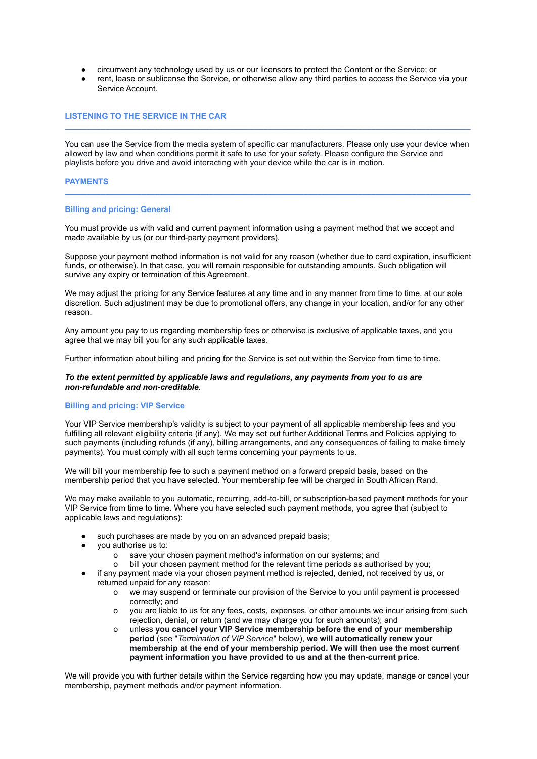- circumvent any technology used by us or our licensors to protect the Content or the Service; or
- rent, lease or sublicense the Service, or otherwise allow any third parties to access the Service via your Service Account.

## LISTENING TO THE SERVICE IN THE CAR

You can use the Service from the media system of specific car manufacturers. Please only use your device when allowed by law and when conditions permit it safe to use for your safety. Please configure the Service and playlists before you drive and avoid interacting with your device while the car is in motion.

## PAYMENTS

### Billing and pricing: General

You must provide us with valid and current payment information using a payment method that we accept and made available by us (or our third-party payment providers).

Suppose your payment method information is not valid for any reason (whether due to card expiration, insufficient funds, or otherwise). In that case, you will remain responsible for outstanding amounts. Such obligation will survive any expiry or termination of this Agreement.

We may adjust the pricing for any Service features at any time and in any manner from time to time, at our sole discretion. Such adjustment may be due to promotional offers, any change in your location, and/or for any other reason.

Any amount you pay to us regarding membership fees or otherwise is exclusive of applicable taxes, and you agree that we may bill you for any such applicable taxes.

Further information about billing and pricing for the Service is set out within the Service from time to time.

***To the extent permitted by applicable laws and regulations, any payments from you to us are non-refundable and non-creditable****.*

### Billing and pricing: VIP Service

Your VIP Service membership's validity is subject to your payment of all applicable membership fees and you fulfilling all relevant eligibility criteria (if any). We may set out further Additional Terms and Policies applying to such payments (including refunds (if any), billing arrangements, and any consequences of failing to make timely payments). You must comply with all such terms concerning your payments to us.

We will bill your membership fee to such a payment method on a forward prepaid basis, based on the membership period that you have selected. Your membership fee will be charged in South African Rand.

We may make available to you automatic, recurring, add-to-bill, or subscription-based payment methods for your VIP Service from time to time. Where you have selected such payment methods, you agree that (subject to applicable laws and regulations):

- such purchases are made by you on an advanced prepaid basis;
- you authorise us to:
  - save your chosen payment method's information on our systems; and
  - bill your chosen payment method for the relevant time periods as authorised by you;
- if any payment made via your chosen payment method is rejected, denied, not received by us, or returned unpaid for any reason:
  - we may suspend or terminate our provision of the Service to you until payment is processed correctly; and
  - you are liable to us for any fees, costs, expenses, or other amounts we incur arising from such rejection, denial, or return (and we may charge you for such amounts); and
  - unless **you cancel your VIP Service membership before the end of your membership period** (see "*Termination of VIP Service*" below), **we will automatically renew your membership at the end of your membership period. We will then use the most current payment information you have provided to us and at the then-current price**.

We will provide you with further details within the Service regarding how you may update, manage or cancel your membership, payment methods and/or payment information.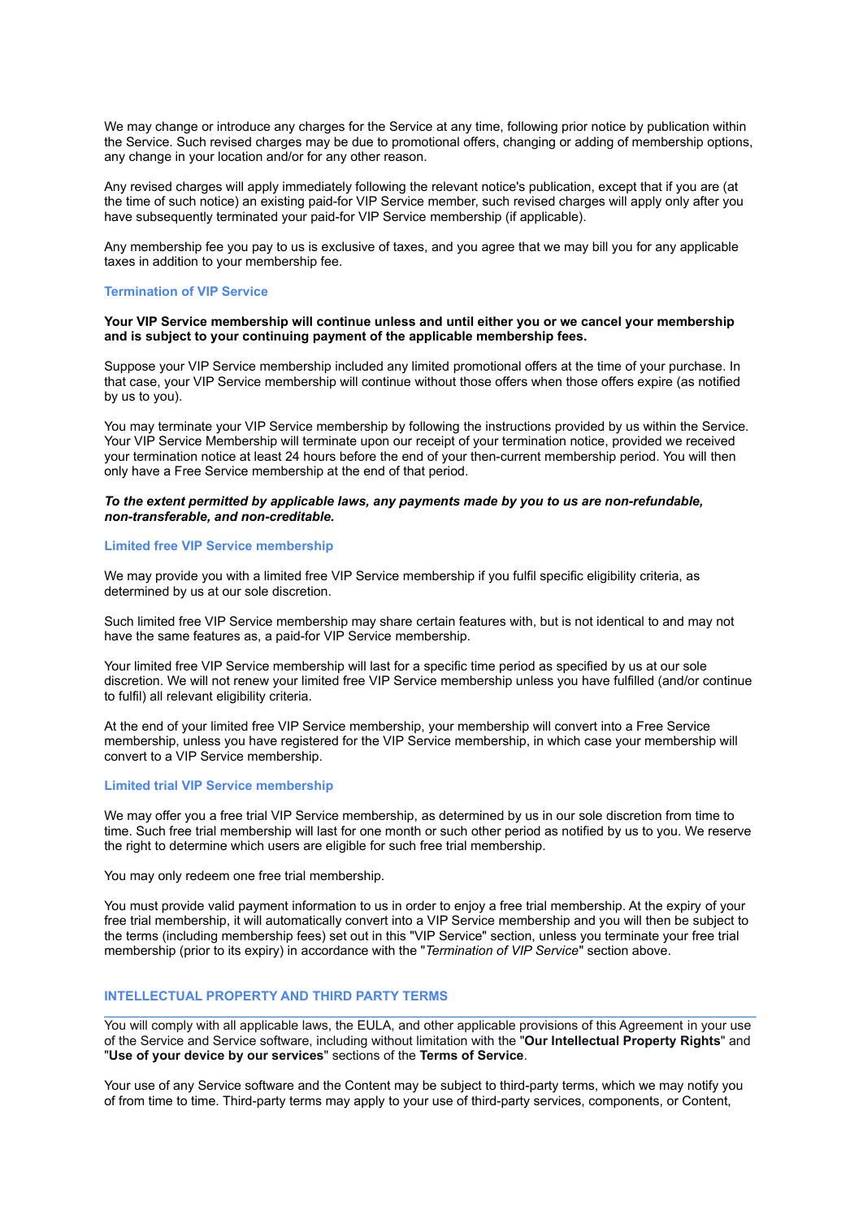We may change or introduce any charges for the Service at any time, following prior notice by publication within the Service. Such revised charges may be due to promotional offers, changing or adding of membership options, any change in your location and/or for any other reason.

Any revised charges will apply immediately following the relevant notice's publication, except that if you are (at the time of such notice) an existing paid-for VIP Service member, such revised charges will apply only after you have subsequently terminated your paid-for VIP Service membership (if applicable).

Any membership fee you pay to us is exclusive of taxes, and you agree that we may bill you for any applicable taxes in addition to your membership fee.

### Termination of VIP Service

**Your VIP Service membership will continue unless and until either you or we cancel your membership and is subject to your continuing payment of the applicable membership fees.**

Suppose your VIP Service membership included any limited promotional offers at the time of your purchase. In that case, your VIP Service membership will continue without those offers when those offers expire (as notified by us to you).

You may terminate your VIP Service membership by following the instructions provided by us within the Service. Your VIP Service Membership will terminate upon our receipt of your termination notice, provided we received your termination notice at least 24 hours before the end of your then-current membership period. You will then only have a Free Service membership at the end of that period.

***To the extent permitted by applicable laws, any payments made by you to us are non-refundable, non-transferable, and non-creditable.***

### Limited free VIP Service membership

We may provide you with a limited free VIP Service membership if you fulfil specific eligibility criteria, as determined by us at our sole discretion.

Such limited free VIP Service membership may share certain features with, but is not identical to and may not have the same features as, a paid-for VIP Service membership.

Your limited free VIP Service membership will last for a specific time period as specified by us at our sole discretion. We will not renew your limited free VIP Service membership unless you have fulfilled (and/or continue to fulfil) all relevant eligibility criteria.

At the end of your limited free VIP Service membership, your membership will convert into a Free Service membership, unless you have registered for the VIP Service membership, in which case your membership will convert to a VIP Service membership.

### Limited trial VIP Service membership

We may offer you a free trial VIP Service membership, as determined by us in our sole discretion from time to time. Such free trial membership will last for one month or such other period as notified by us to you. We reserve the right to determine which users are eligible for such free trial membership.

You may only redeem one free trial membership.

You must provide valid payment information to us in order to enjoy a free trial membership. At the expiry of your free trial membership, it will automatically convert into a VIP Service membership and you will then be subject to the terms (including membership fees) set out in this "VIP Service" section, unless you terminate your free trial membership (prior to its expiry) in accordance with the "*Termination of VIP Service*" section above.

## INTELLECTUAL PROPERTY AND THIRD PARTY TERMS

You will comply with all applicable laws, the EULA, and other applicable provisions of this Agreement in your use of the Service and Service software, including without limitation with the "**Our Intellectual Property Rights**" and "**Use of your device by our services**" sections of the **Terms of Service**.

Your use of any Service software and the Content may be subject to third-party terms, which we may notify you of from time to time. Third-party terms may apply to your use of third-party services, components, or Content,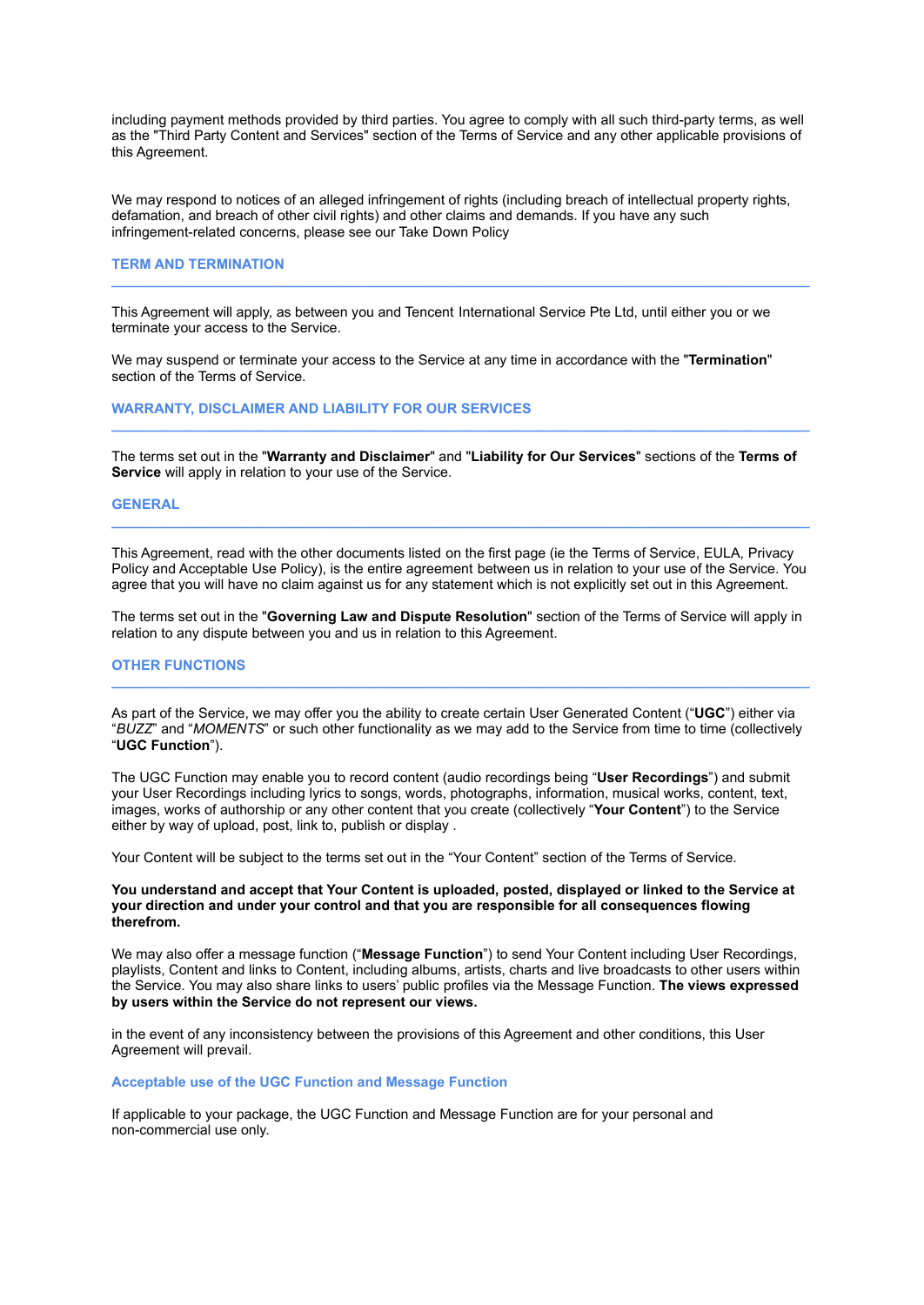including payment methods provided by third parties. You agree to comply with all such third-party terms, as well as the "Third Party Content and Services" section of the Terms of Service and any other applicable provisions of this Agreement.

We may respond to notices of an alleged infringement of rights (including breach of intellectual property rights, defamation, and breach of other civil rights) and other claims and demands. If you have any such infringement-related concerns, please see our Take Down Policy

## TERM AND TERMINATION

This Agreement will apply, as between you and Tencent International Service Pte Ltd, until either you or we terminate your access to the Service.

We may suspend or terminate your access to the Service at any time in accordance with the "**Termination**" section of the Terms of Service.

## WARRANTY, DISCLAIMER AND LIABILITY FOR OUR SERVICES

The terms set out in the "**Warranty and Disclaimer**" and "**Liability for Our Services**" sections of the **Terms of Service** will apply in relation to your use of the Service.

## GENERAL

This Agreement, read with the other documents listed on the first page (ie the Terms of Service, EULA, Privacy Policy and Acceptable Use Policy), is the entire agreement between us in relation to your use of the Service. You agree that you will have no claim against us for any statement which is not explicitly set out in this Agreement.

The terms set out in the "**Governing Law and Dispute Resolution**" section of the Terms of Service will apply in relation to any dispute between you and us in relation to this Agreement.

## OTHER FUNCTIONS

As part of the Service, we may offer you the ability to create certain User Generated Content ("**UGC**") either via "*BUZZ*" and "*MOMENTS*" or such other functionality as we may add to the Service from time to time (collectively "**UGC Function**").

The UGC Function may enable you to record content (audio recordings being "**User Recordings**") and submit your User Recordings including lyrics to songs, words, photographs, information, musical works, content, text, images, works of authorship or any other content that you create (collectively "**Your Content**") to the Service either by way of upload, post, link to, publish or display .

Your Content will be subject to the terms set out in the "Your Content" section of the Terms of Service.

**You understand and accept that Your Content is uploaded, posted, displayed or linked to the Service at your direction and under your control and that you are responsible for all consequences flowing therefrom.**

We may also offer a message function ("**Message Function**") to send Your Content including User Recordings, playlists, Content and links to Content, including albums, artists, charts and live broadcasts to other users within the Service. You may also share links to users' public profiles via the Message Function. **The views expressed by users within the Service do not represent our views.**

in the event of any inconsistency between the provisions of this Agreement and other conditions, this User Agreement will prevail.

### Acceptable use of the UGC Function and Message Function

If applicable to your package, the UGC Function and Message Function are for your personal and non-commercial use only.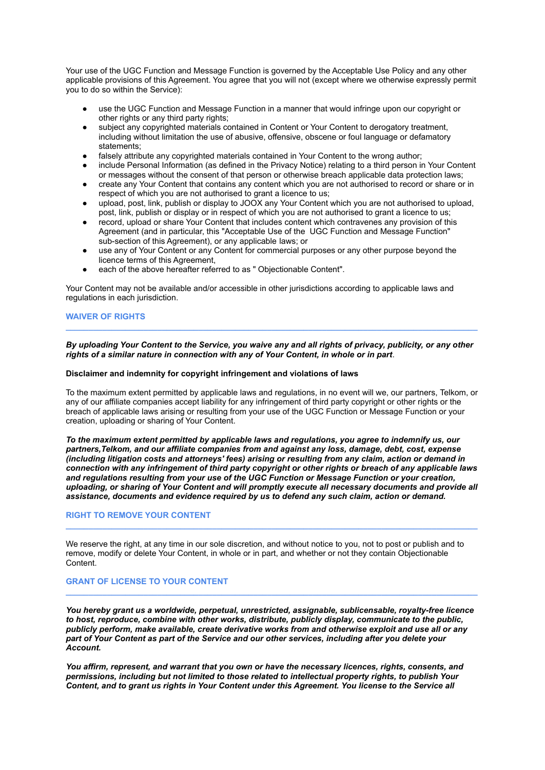Your use of the UGC Function and Message Function is governed by the Acceptable Use Policy and any other applicable provisions of this Agreement. You agree that you will not (except where we otherwise expressly permit you to do so within the Service):

- use the UGC Function and Message Function in a manner that would infringe upon our copyright or other rights or any third party rights;
- subject any copyrighted materials contained in Content or Your Content to derogatory treatment, including without limitation the use of abusive, offensive, obscene or foul language or defamatory statements;
- falsely attribute any copyrighted materials contained in Your Content to the wrong author;
- include Personal Information (as defined in the Privacy Notice) relating to a third person in Your Content or messages without the consent of that person or otherwise breach applicable data protection laws;
- create any Your Content that contains any content which you are not authorised to record or share or in respect of which you are not authorised to grant a licence to us;
- upload, post, link, publish or display to JOOX any Your Content which you are not authorised to upload, post, link, publish or display or in respect of which you are not authorised to grant a licence to us;
- record, upload or share Your Content that includes content which contravenes any provision of this Agreement (and in particular, this "Acceptable Use of the UGC Function and Message Function" sub-section of this Agreement), or any applicable laws; or
- use any of Your Content or any Content for commercial purposes or any other purpose beyond the licence terms of this Agreement,
- each of the above hereafter referred to as " Objectionable Content".

Your Content may not be available and/or accessible in other jurisdictions according to applicable laws and regulations in each jurisdiction.

## WAIVER OF RIGHTS

***By uploading Your Content to the Service, you waive any and all rights of privacy, publicity, or any other rights of a similar nature in connection with any of Your Content, in whole or in part***.

**Disclaimer and indemnity for copyright infringement and violations of laws**

To the maximum extent permitted by applicable laws and regulations, in no event will we, our partners, Telkom, or any of our affiliate companies accept liability for any infringement of third party copyright or other rights or the breach of applicable laws arising or resulting from your use of the UGC Function or Message Function or your creation, uploading or sharing of Your Content.

***To the maximum extent permitted by applicable laws and regulations, you agree to indemnify us, our partners,Telkom, and our affiliate companies from and against any loss, damage, debt, cost, expense (including litigation costs and attorneys' fees) arising or resulting from any claim, action or demand in connection with any infringement of third party copyright or other rights or breach of any applicable laws and regulations resulting from your use of the UGC Function or Message Function or your creation, uploading, or sharing of Your Content and will promptly execute all necessary documents and provide all assistance, documents and evidence required by us to defend any such claim, action or demand.***

## RIGHT TO REMOVE YOUR CONTENT

We reserve the right, at any time in our sole discretion, and without notice to you, not to post or publish and to remove, modify or delete Your Content, in whole or in part, and whether or not they contain Objectionable Content.

## GRANT OF LICENSE TO YOUR CONTENT

***You hereby grant us a worldwide, perpetual, unrestricted, assignable, sublicensable, royalty-free licence to host, reproduce, combine with other works, distribute, publicly display, communicate to the public, publicly perform, make available, create derivative works from and otherwise exploit and use all or any part of Your Content as part of the Service and our other services, including after you delete your Account.***

***You affirm, represent, and warrant that you own or have the necessary licences, rights, consents, and permissions, including but not limited to those related to intellectual property rights, to publish Your Content, and to grant us rights in Your Content under this Agreement. You license to the Service all***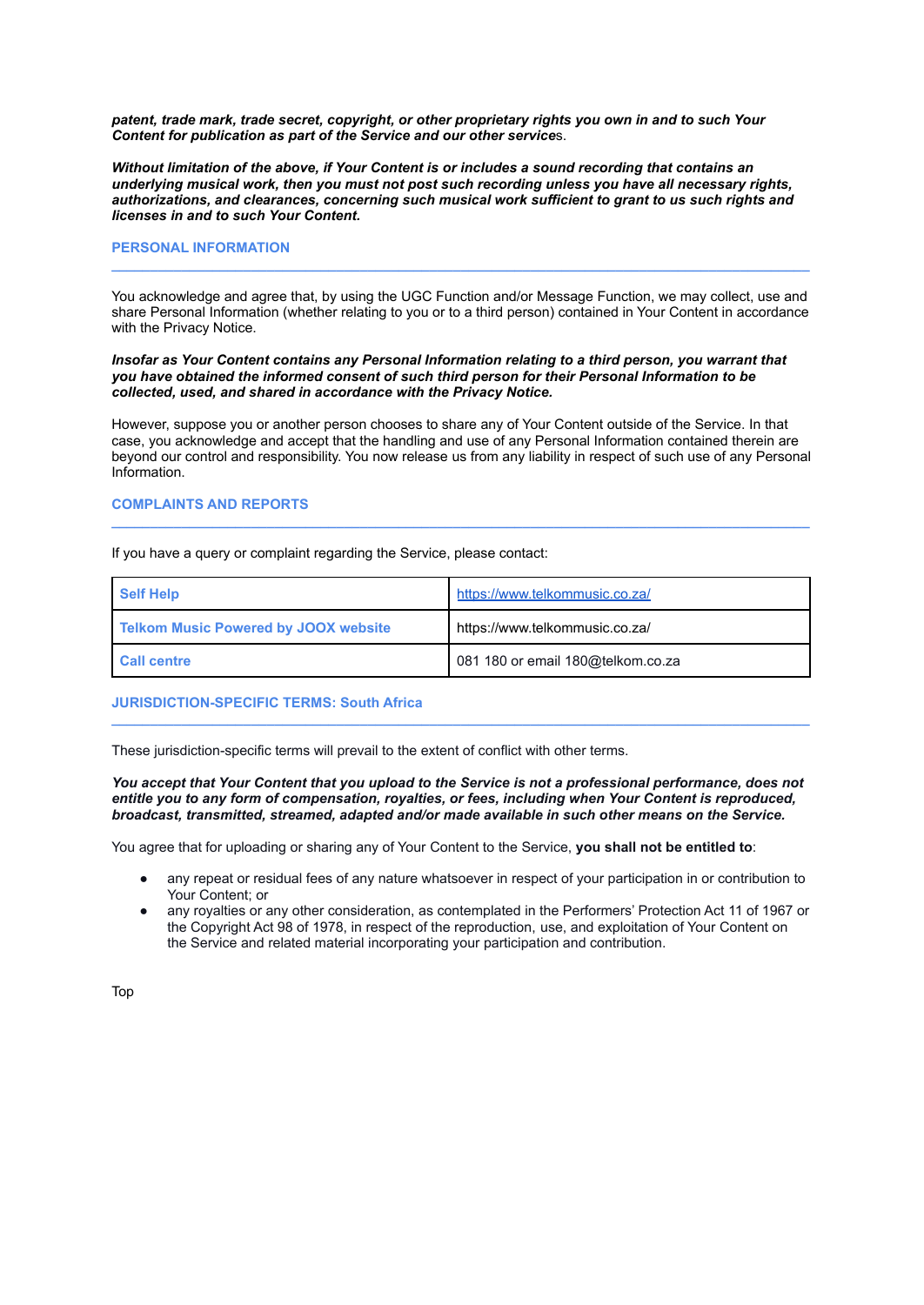***patent, trade mark, trade secret, copyright, or other proprietary rights you own in and to such Your Content for publication as part of the Service and our other service***s.

***Without limitation of the above, if Your Content is or includes a sound recording that contains an underlying musical work, then you must not post such recording unless you have all necessary rights, authorizations, and clearances, concerning such musical work sufficient to grant to us such rights and licenses in and to such Your Content.***

## PERSONAL INFORMATION

You acknowledge and agree that, by using the UGC Function and/or Message Function, we may collect, use and share Personal Information (whether relating to you or to a third person) contained in Your Content in accordance with the Privacy Notice.

***Insofar as Your Content contains any Personal Information relating to a third person, you warrant that you have obtained the informed consent of such third person for their Personal Information to be collected, used, and shared in accordance with the Privacy Notice.***

However, suppose you or another person chooses to share any of Your Content outside of the Service. In that case, you acknowledge and accept that the handling and use of any Personal Information contained therein are beyond our control and responsibility. You now release us from any liability in respect of such use of any Personal Information.

## COMPLAINTS AND REPORTS

If you have a query or complaint regarding the Service, please contact:

| | |
|---|---|
| **Self Help** | https://www.telkommusic.co.za/ |
| **Telkom Music Powered by JOOX website** | https://www.telkommusic.co.za/ |
| **Call centre** | 081 180 or email 180@telkom.co.za |

## JURISDICTION-SPECIFIC TERMS: South Africa

These jurisdiction-specific terms will prevail to the extent of conflict with other terms.

***You accept that Your Content that you upload to the Service is not a professional performance, does not entitle you to any form of compensation, royalties, or fees, including when Your Content is reproduced, broadcast, transmitted, streamed, adapted and/or made available in such other means on the Service.***

You agree that for uploading or sharing any of Your Content to the Service, **you shall not be entitled to**:

- any repeat or residual fees of any nature whatsoever in respect of your participation in or contribution to Your Content; or
- any royalties or any other consideration, as contemplated in the Performers' Protection Act 11 of 1967 or the Copyright Act 98 of 1978, in respect of the reproduction, use, and exploitation of Your Content on the Service and related material incorporating your participation and contribution.

Top